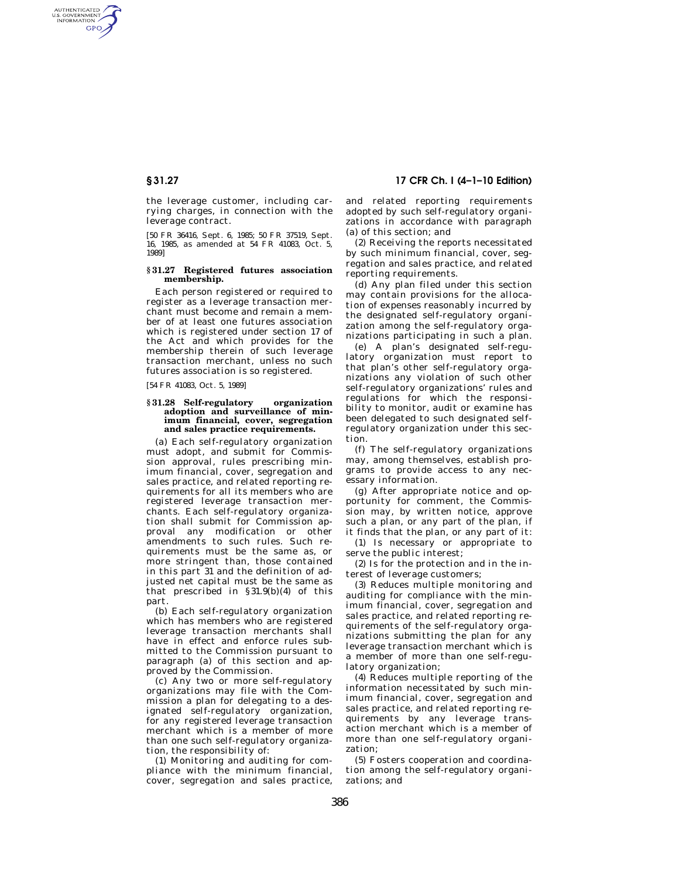the leverage customer, including carrying charges, in connection with the leverage contract.

[50 FR 36416, Sept. 6, 1985; 50 FR 37519, Sept. 16, 1985, as amended at 54 FR 41083, Oct. 5, 1989]

### § 31.27 Registered futures association membership.

Each person registered or required to register as a leverage transaction merchant must become and remain a member of at least one futures association which is registered under section 17 of the Act and which provides for the membership therein of such leverage transaction merchant, unless no such futures association is so registered.

[54 FR 41083, Oct. 5, 1989]

### § 31.28 Self-regulatory organization adoption and surveillance of minimum financial, cover, segregation and sales practice requirements.

(a) Each self-regulatory organization must adopt, and submit for Commission approval, rules prescribing minimum financial, cover, segregation and sales practice, and related reporting requirements for all its members who are registered leverage transaction merchants. Each self-regulatory organization shall submit for Commission approval any modification or other amendments to such rules. Such requirements must be the same as, or more stringent than, those contained in this part 31 and the definition of adjusted net capital must be the same as that prescribed in § 31.9(b)(4) of this part.

(b) Each self-regulatory organization which has members who are registered leverage transaction merchants shall have in effect and enforce rules submitted to the Commission pursuant to paragraph (a) of this section and approved by the Commission.

(c) Any two or more self-regulatory organizations may file with the Commission a plan for delegating to a designated self-regulatory organization, for any registered leverage transaction merchant which is a member of more than one such self-regulatory organization, the responsibility of:

(1) Monitoring and auditing for compliance with the minimum financial, cover, segregation and sales practice, and related reporting requirements adopted by such self-regulatory organizations in accordance with paragraph (a) of this section; and

(2) Receiving the reports necessitated by such minimum financial, cover, segregation and sales practice, and related reporting requirements.

(d) Any plan filed under this section may contain provisions for the allocation of expenses reasonably incurred by the designated self-regulatory organization among the self-regulatory organizations participating in such a plan.

(e) A plan's designated self-regulatory organization must report to that plan's other self-regulatory organizations any violation of such other self-regulatory organizations' rules and regulations for which the responsibility to monitor, audit or examine has been delegated to such designated self-regulatory organization under this section.

(f) The self-regulatory organizations may, among themselves, establish programs to provide access to any necessary information.

(g) After appropriate notice and opportunity for comment, the Commission may, by written notice, approve such a plan, or any part of the plan, if it finds that the plan, or any part of it:

(1) Is necessary or appropriate to serve the public interest;

(2) Is for the protection and in the interest of leverage customers;

(3) Reduces multiple monitoring and auditing for compliance with the minimum financial, cover, segregation and sales practice, and related reporting requirements of the self-regulatory organizations submitting the plan for any leverage transaction merchant which is a member of more than one self-regulatory organization;

(4) Reduces multiple reporting of the information necessitated by such minimum financial, cover, segregation and sales practice, and related reporting requirements by any leverage transaction merchant which is a member of more than one self-regulatory organization;

(5) Fosters cooperation and coordination among the self-regulatory organizations; and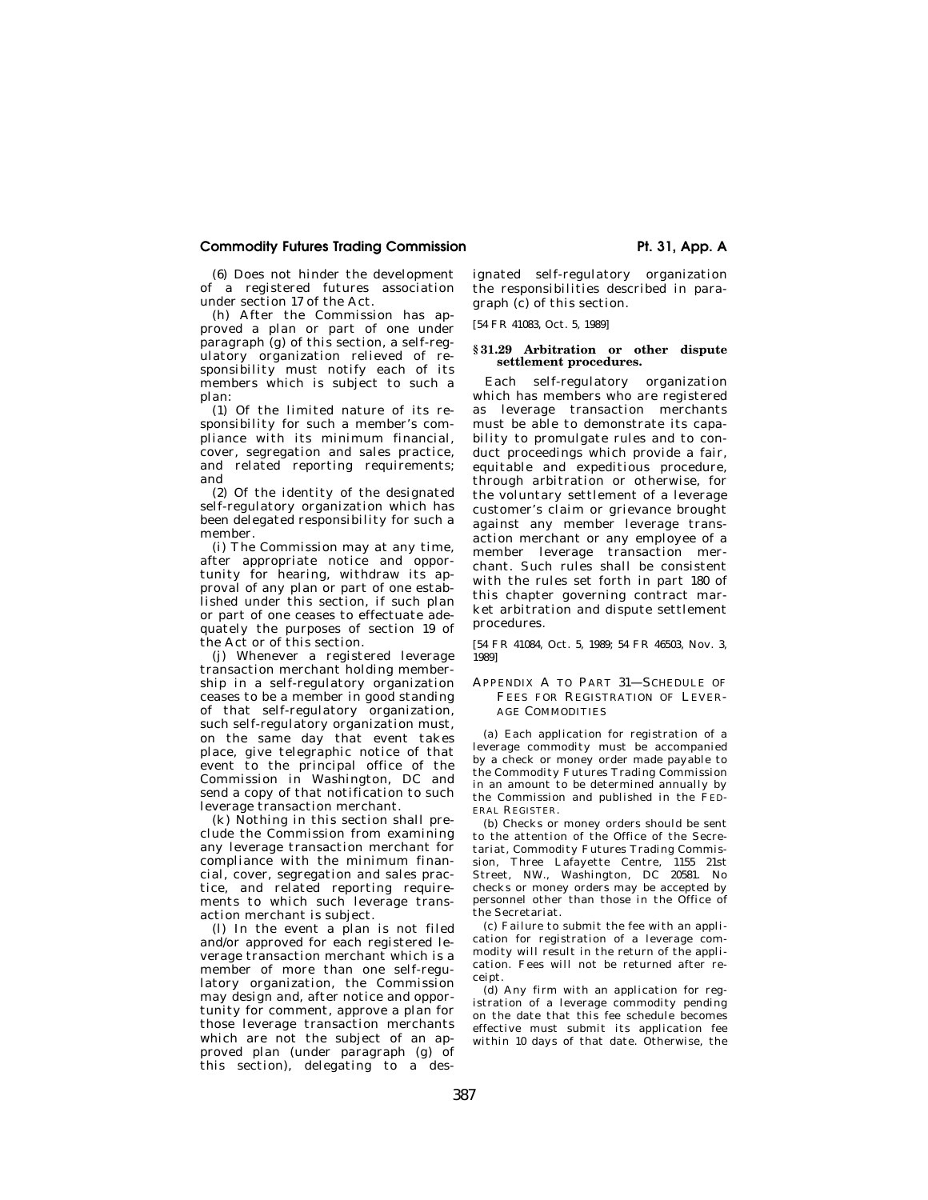(6) Does not hinder the development of a registered futures association under section 17 of the Act.

(h) After the Commission has approved a plan or part of one under paragraph (g) of this section, a self-regulatory organization relieved of responsibility must notify each of its members which is subject to such a plan:

(1) Of the limited nature of its responsibility for such a member's compliance with its minimum financial, cover, segregation and sales practice, and related reporting requirements; and

(2) Of the identity of the designated self-regulatory organization which has been delegated responsibility for such a member.

(i) The Commission may at any time, after appropriate notice and opportunity for hearing, withdraw its approval of any plan or part of one established under this section, if such plan or part of one ceases to effectuate adequately the purposes of section 19 of the Act or of this section.

(j) Whenever a registered leverage transaction merchant holding membership in a self-regulatory organization ceases to be a member in good standing of that self-regulatory organization, such self-regulatory organization must, on the same day that event takes place, give telegraphic notice of that event to the principal office of the Commission in Washington, DC and send a copy of that notification to such leverage transaction merchant.

(k) Nothing in this section shall preclude the Commission from examining any leverage transaction merchant for compliance with the minimum financial, cover, segregation and sales practice, and related reporting requirements to which such leverage transaction merchant is subject.

(l) In the event a plan is not filed and/or approved for each registered leverage transaction merchant which is a member of more than one self-regulatory organization, the Commission may design and, after notice and opportunity for comment, approve a plan for those leverage transaction merchants which are not the subject of an approved plan (under paragraph (g) of this section), delegating to a designated self-regulatory organization the responsibilities described in paragraph (c) of this section.

[54 FR 41083, Oct. 5, 1989]

### § 31.29 Arbitration or other dispute settlement procedures.

Each self-regulatory organization which has members who are registered as leverage transaction merchants must be able to demonstrate its capability to promulgate rules and to conduct proceedings which provide a fair, equitable and expeditious procedure, through arbitration or otherwise, for the voluntary settlement of a leverage customer's claim or grievance brought against any member leverage transaction merchant or any employee of a member leverage transaction merchant. Such rules shall be consistent with the rules set forth in part 180 of this chapter governing contract market arbitration and dispute settlement procedures.

[54 FR 41084, Oct. 5, 1989; 54 FR 46503, Nov. 3, 1989]

## APPENDIX A TO PART 31—SCHEDULE OF FEES FOR REGISTRATION OF LEVERAGE COMMODITIES

(a) Each application for registration of a leverage commodity must be accompanied by a check or money order made payable to the Commodity Futures Trading Commission in an amount to be determined annually by the Commission and published in the FEDERAL REGISTER.

(b) Checks or money orders should be sent to the attention of the Office of the Secretariat, Commodity Futures Trading Commission, Three Lafayette Centre, 1155 21st Street, NW., Washington, DC 20581. No checks or money orders may be accepted by personnel other than those in the Office of the Secretariat.

(c) Failure to submit the fee with an application for registration of a leverage commodity will result in the return of the application. Fees will not be returned after receipt.

(d) Any firm with an application for registration of a leverage commodity pending on the date that this fee schedule becomes effective must submit its application fee within 10 days of that date. Otherwise, the